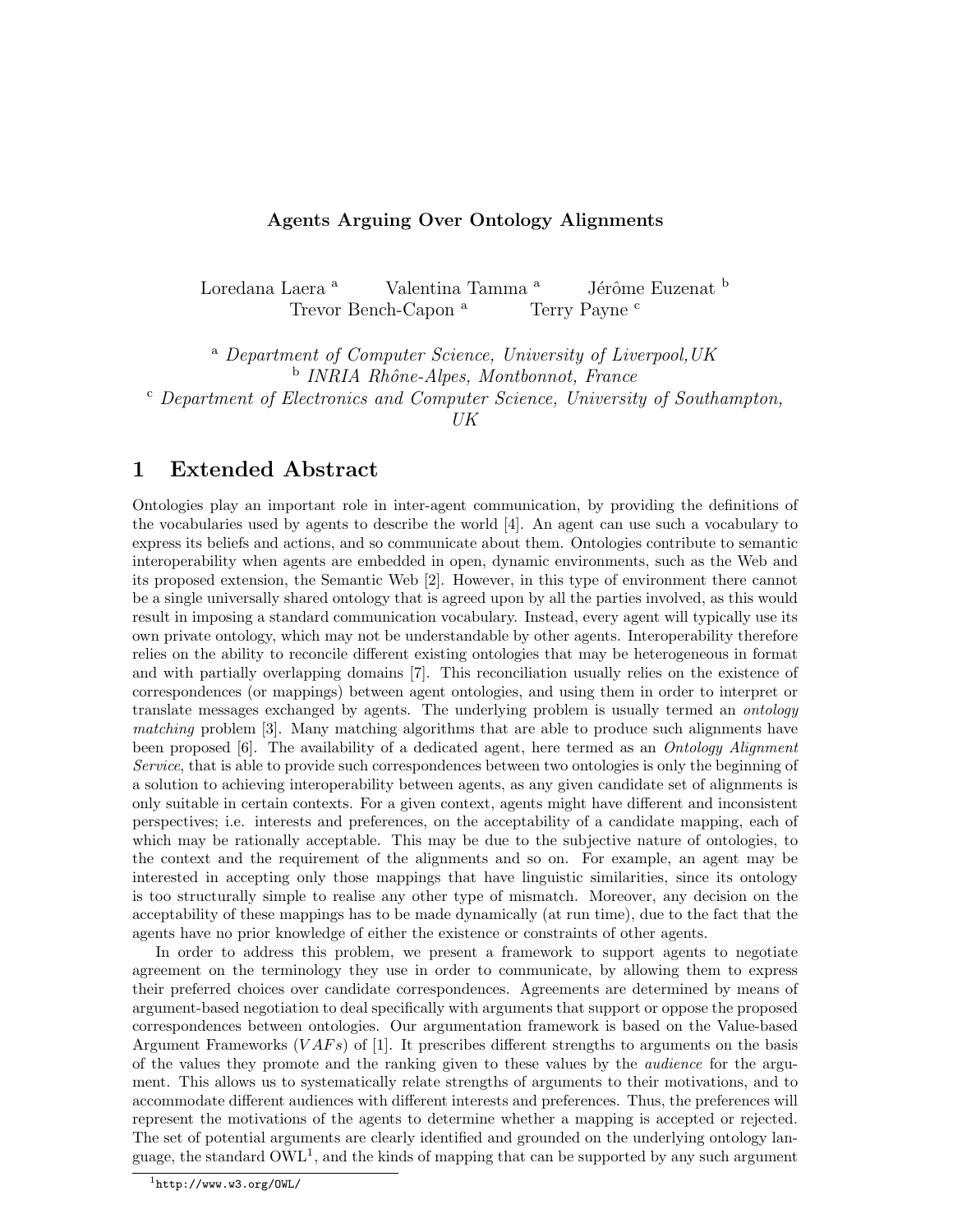# Agents Arguing Over Ontology Alignments

Loredana Laera [a] Valentina Tamma [a] Jérôme Euzenat [b]
Trevor Bench-Capon [a] Terry Payne [c]

[a] *Department of Computer Science, University of Liverpool,UK*
[b] *INRIA Rhône-Alpes, Montbonnot, France*
[c] *Department of Electronics and Computer Science, University of Southampton, UK*

## 1 Extended Abstract

Ontologies play an important role in inter-agent communication, by providing the definitions of the vocabularies used by agents to describe the world [4]. An agent can use such a vocabulary to express its beliefs and actions, and so communicate about them. Ontologies contribute to semantic interoperability when agents are embedded in open, dynamic environments, such as the Web and its proposed extension, the Semantic Web [2]. However, in this type of environment there cannot be a single universally shared ontology that is agreed upon by all the parties involved, as this would result in imposing a standard communication vocabulary. Instead, every agent will typically use its own private ontology, which may not be understandable by other agents. Interoperability therefore relies on the ability to reconcile different existing ontologies that may be heterogeneous in format and with partially overlapping domains [7]. This reconciliation usually relies on the existence of correspondences (or mappings) between agent ontologies, and using them in order to interpret or translate messages exchanged by agents. The underlying problem is usually termed an *ontology matching* problem [3]. Many matching algorithms that are able to produce such alignments have been proposed [6]. The availability of a dedicated agent, here termed as an *Ontology Alignment Service*, that is able to provide such correspondences between two ontologies is only the beginning of a solution to achieving interoperability between agents, as any given candidate set of alignments is only suitable in certain contexts. For a given context, agents might have different and inconsistent perspectives; i.e. interests and preferences, on the acceptability of a candidate mapping, each of which may be rationally acceptable. This may be due to the subjective nature of ontologies, to the context and the requirement of the alignments and so on. For example, an agent may be interested in accepting only those mappings that have linguistic similarities, since its ontology is too structurally simple to realise any other type of mismatch. Moreover, any decision on the acceptability of these mappings has to be made dynamically (at run time), due to the fact that the agents have no prior knowledge of either the existence or constraints of other agents.

In order to address this problem, we present a framework to support agents to negotiate agreement on the terminology they use in order to communicate, by allowing them to express their preferred choices over candidate correspondences. Agreements are determined by means of argument-based negotiation to deal specifically with arguments that support or oppose the proposed correspondences between ontologies. Our argumentation framework is based on the Value-based Argument Frameworks ($VAFs$) of [1]. It prescribes different strengths to arguments on the basis of the values they promote and the ranking given to these values by the *audience* for the argument. This allows us to systematically relate strengths of arguments to their motivations, and to accommodate different audiences with different interests and preferences. Thus, the preferences will represent the motivations of the agents to determine whether a mapping is accepted or rejected. The set of potential arguments are clearly identified and grounded on the underlying ontology language, the standard OWL[1], and the kinds of mapping that can be supported by any such argument

[1] http://www.w3.org/OWL/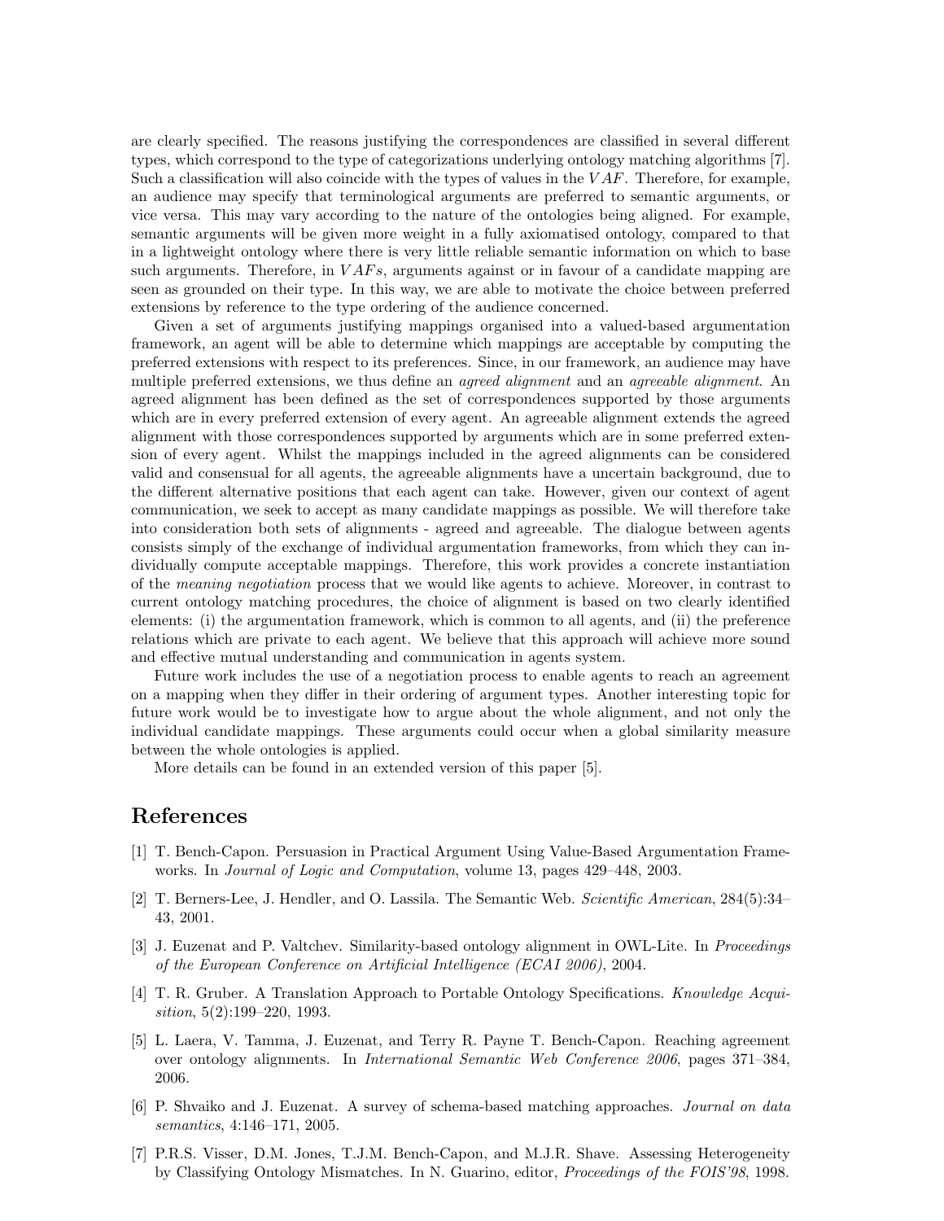are clearly specified. The reasons justifying the correspondences are classified in several different types, which correspond to the type of categorizations underlying ontology matching algorithms [7]. Such a classification will also coincide with the types of values in the $VAF$. Therefore, for example, an audience may specify that terminological arguments are preferred to semantic arguments, or vice versa. This may vary according to the nature of the ontologies being aligned. For example, semantic arguments will be given more weight in a fully axiomatised ontology, compared to that in a lightweight ontology where there is very little reliable semantic information on which to base such arguments. Therefore, in $VAFs$, arguments against or in favour of a candidate mapping are seen as grounded on their type. In this way, we are able to motivate the choice between preferred extensions by reference to the type ordering of the audience concerned.

Given a set of arguments justifying mappings organised into a valued-based argumentation framework, an agent will be able to determine which mappings are acceptable by computing the preferred extensions with respect to its preferences. Since, in our framework, an audience may have multiple preferred extensions, we thus define an *agreed alignment* and an *agreeable alignment*. An agreed alignment has been defined as the set of correspondences supported by those arguments which are in every preferred extension of every agent. An agreeable alignment extends the agreed alignment with those correspondences supported by arguments which are in some preferred extension of every agent. Whilst the mappings included in the agreed alignments can be considered valid and consensual for all agents, the agreeable alignments have a uncertain background, due to the different alternative positions that each agent can take. However, given our context of agent communication, we seek to accept as many candidate mappings as possible. We will therefore take into consideration both sets of alignments - agreed and agreeable. The dialogue between agents consists simply of the exchange of individual argumentation frameworks, from which they can individually compute acceptable mappings. Therefore, this work provides a concrete instantiation of the *meaning negotiation* process that we would like agents to achieve. Moreover, in contrast to current ontology matching procedures, the choice of alignment is based on two clearly identified elements: (i) the argumentation framework, which is common to all agents, and (ii) the preference relations which are private to each agent. We believe that this approach will achieve more sound and effective mutual understanding and communication in agents system.

Future work includes the use of a negotiation process to enable agents to reach an agreement on a mapping when they differ in their ordering of argument types. Another interesting topic for future work would be to investigate how to argue about the whole alignment, and not only the individual candidate mappings. These arguments could occur when a global similarity measure between the whole ontologies is applied.

More details can be found in an extended version of this paper [5].

## References

[1] T. Bench-Capon. Persuasion in Practical Argument Using Value-Based Argumentation Frameworks. In *Journal of Logic and Computation*, volume 13, pages 429–448, 2003.

[2] T. Berners-Lee, J. Hendler, and O. Lassila. The Semantic Web. *Scientific American*, 284(5):34–43, 2001.

[3] J. Euzenat and P. Valtchev. Similarity-based ontology alignment in OWL-Lite. In *Proceedings of the European Conference on Artificial Intelligence (ECAI 2006)*, 2004.

[4] T. R. Gruber. A Translation Approach to Portable Ontology Specifications. *Knowledge Acquisition*, 5(2):199–220, 1993.

[5] L. Laera, V. Tamma, J. Euzenat, and Terry R. Payne T. Bench-Capon. Reaching agreement over ontology alignments. In *International Semantic Web Conference 2006*, pages 371–384, 2006.

[6] P. Shvaiko and J. Euzenat. A survey of schema-based matching approaches. *Journal on data semantics*, 4:146–171, 2005.

[7] P.R.S. Visser, D.M. Jones, T.J.M. Bench-Capon, and M.J.R. Shave. Assessing Heterogeneity by Classifying Ontology Mismatches. In N. Guarino, editor, *Proceedings of the FOIS'98*, 1998.